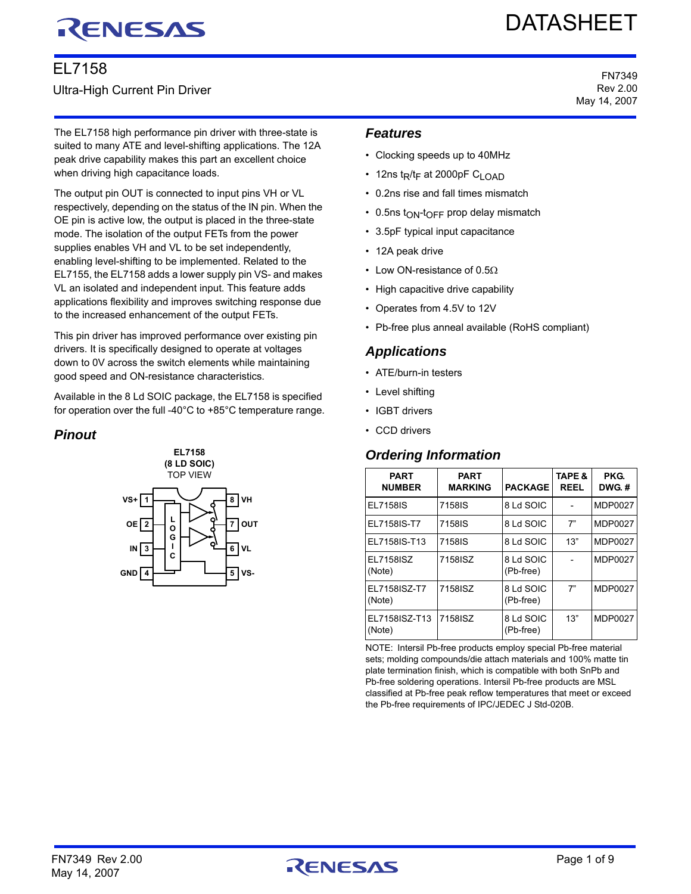DATASHEET

# EL7158

Ultra-High Current Pin Driver

FN7349
Rev 2.00
May 14, 2007

The EL7158 high performance pin driver with three-state is suited to many ATE and level-shifting applications. The 12A peak drive capability makes this part an excellent choice when driving high capacitance loads.

The output pin OUT is connected to input pins VH or VL respectively, depending on the status of the IN pin. When the OE pin is active low, the output is placed in the three-state mode. The isolation of the output FETs from the power supplies enables VH and VL to be set independently, enabling level-shifting to be implemented. Related to the EL7155, the EL7158 adds a lower supply pin VS- and makes VL an isolated and independent input. This feature adds applications flexibility and improves switching response due to the increased enhancement of the output FETs.

This pin driver has improved performance over existing pin drivers. It is specifically designed to operate at voltages down to 0V across the switch elements while maintaining good speed and ON-resistance characteristics.

Available in the 8 Ld SOIC package, the EL7158 is specified for operation over the full -40°C to +85°C temperature range.

## Pinout

**EL7158**
**(8 LD SOIC)**
TOP VIEW

| Pin | Name | Pin | Name |
|---|---|---|---|
| 1 | VS+ | 8 | VH |
| 2 | OE | 7 | OUT |
| 3 | IN | 6 | VL |
| 4 | GND | 5 | VS- |

## Features

- Clocking speeds up to 40MHz
- 12ns $t_R/t_F$ at 2000pF $C_{LOAD}$
- 0.2ns rise and fall times mismatch
- 0.5ns $t_{ON}$-$t_{OFF}$ prop delay mismatch
- 3.5pF typical input capacitance
- 12A peak drive
- Low ON-resistance of 0.5Ω
- High capacitive drive capability
- Operates from 4.5V to 12V
- Pb-free plus anneal available (RoHS compliant)

## Applications

- ATE/burn-in testers
- Level shifting
- IGBT drivers
- CCD drivers

## Ordering Information

| PART NUMBER | PART MARKING | PACKAGE | TAPE & REEL | PKG. DWG. # |
|---|---|---|---|---|
| EL7158IS | 7158IS | 8 Ld SOIC | - | MDP0027 |
| EL7158IS-T7 | 7158IS | 8 Ld SOIC | 7" | MDP0027 |
| EL7158IS-T13 | 7158IS | 8 Ld SOIC | 13" | MDP0027 |
| EL7158ISZ (Note) | 7158ISZ | 8 Ld SOIC (Pb-free) | - | MDP0027 |
| EL7158ISZ-T7 (Note) | 7158ISZ | 8 Ld SOIC (Pb-free) | 7" | MDP0027 |
| EL7158ISZ-T13 (Note) | 7158ISZ | 8 Ld SOIC (Pb-free) | 13" | MDP0027 |

NOTE: Intersil Pb-free products employ special Pb-free material sets; molding compounds/die attach materials and 100% matte tin plate termination finish, which is compatible with both SnPb and Pb-free soldering operations. Intersil Pb-free products are MSL classified at Pb-free peak reflow temperatures that meet or exceed the Pb-free requirements of IPC/JEDEC J Std-020B.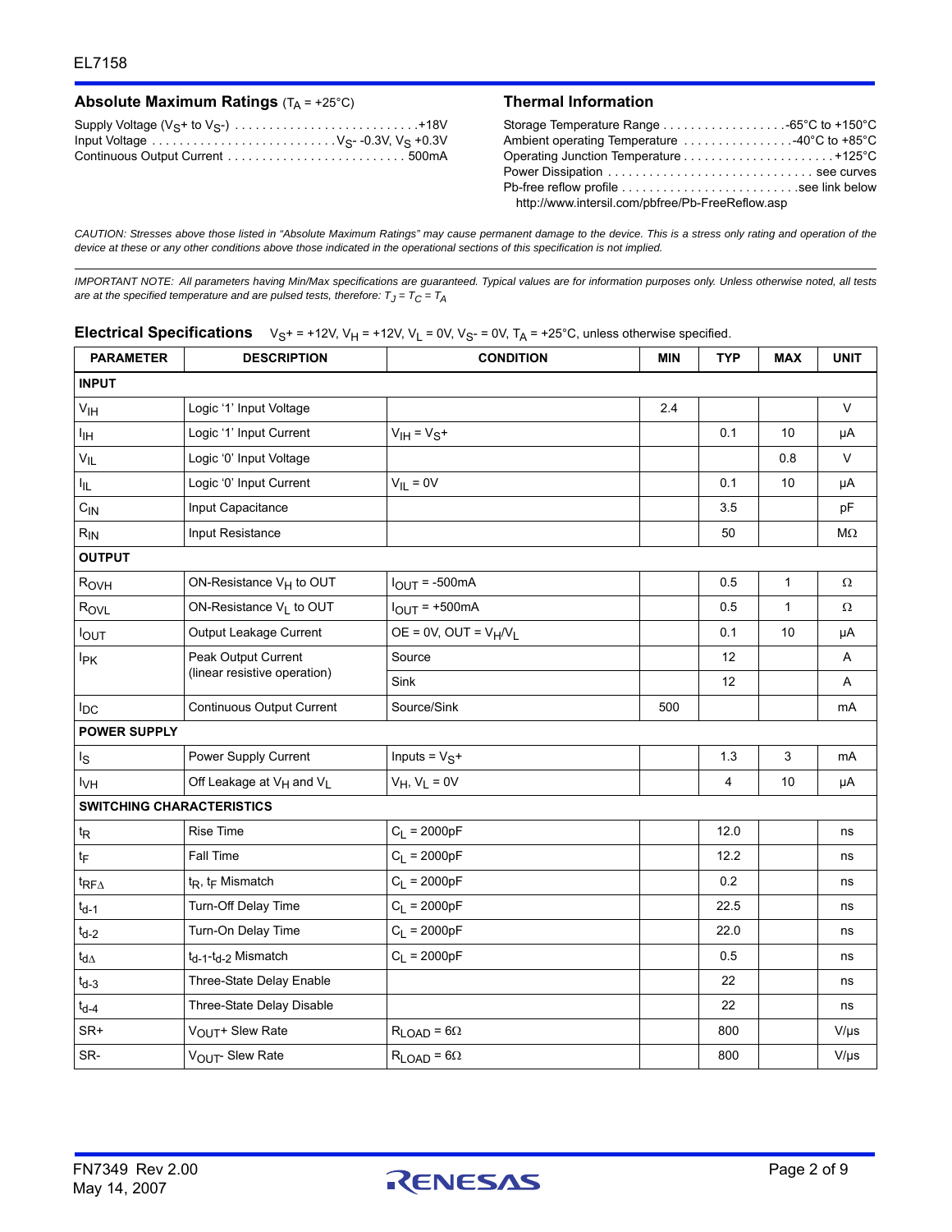## Absolute Maximum Ratings ($T_A$ = +25°C)

Supply Voltage ($V_S$+ to $V_S$-) . . . . . . . . . . . . . . . . . . . . . . . . . . +18V
Input Voltage . . . . . . . . . . . . . . . . . . . . . . . . . . $V_S$- -0.3V, $V_S$ +0.3V
Continuous Output Current . . . . . . . . . . . . . . . . . . . . . . . . . . 500mA

## Thermal Information

Storage Temperature Range . . . . . . . . . . . . . . . . . . -65°C to +150°C
Ambient operating Temperature . . . . . . . . . . . . . . . . -40°C to +85°C
Operating Junction Temperature . . . . . . . . . . . . . . . . . . . . . . +125°C
Power Dissipation . . . . . . . . . . . . . . . . . . . . . . . . . . . . . . see curves
Pb-free reflow profile . . . . . . . . . . . . . . . . . . . . . . . . . .see link below
http://www.intersil.com/pbfree/Pb-FreeReflow.asp

*CAUTION: Stresses above those listed in "Absolute Maximum Ratings" may cause permanent damage to the device. This is a stress only rating and operation of the device at these or any other conditions above those indicated in the operational sections of this specification is not implied.*

*IMPORTANT NOTE: All parameters having Min/Max specifications are guaranteed. Typical values are for information purposes only. Unless otherwise noted, all tests are at the specified temperature and are pulsed tests, therefore: $T_J = T_C = T_A$*

## Electrical Specifications $V_S$+ = +12V, $V_H$ = +12V, $V_L$ = 0V, $V_S$- = 0V, $T_A$ = +25°C, unless otherwise specified.

| PARAMETER | DESCRIPTION | CONDITION | MIN | TYP | MAX | UNIT |
|---|---|---|---|---|---|---|
| **INPUT** | | | | | | |
| $V_{IH}$ | Logic '1' Input Voltage | | 2.4 | | | V |
| $I_{IH}$ | Logic '1' Input Current | $V_{IH} = V_S+$ | | 0.1 | 10 | µA |
| $V_{IL}$ | Logic '0' Input Voltage | | | | 0.8 | V |
| $I_{IL}$ | Logic '0' Input Current | $V_{IL}$ = 0V | | 0.1 | 10 | µA |
| $C_{IN}$ | Input Capacitance | | | 3.5 | | pF |
| $R_{IN}$ | Input Resistance | | | 50 | | MΩ |
| **OUTPUT** | | | | | | |
| $R_{OVH}$ | ON-Resistance $V_H$ to OUT | $I_{OUT}$ = -500mA | | 0.5 | 1 | Ω |
| $R_{OVL}$ | ON-Resistance $V_L$ to OUT | $I_{OUT}$ = +500mA | | 0.5 | 1 | Ω |
| $I_{OUT}$ | Output Leakage Current | OE = 0V, OUT = $V_H$/$V_L$ | | 0.1 | 10 | µA |
| $I_{PK}$ | Peak Output Current (linear resistive operation) | Source | | 12 | | A |
| | | Sink | | 12 | | A |
| $I_{DC}$ | Continuous Output Current | Source/Sink | 500 | | | mA |
| **POWER SUPPLY** | | | | | | |
| $I_S$ | Power Supply Current | Inputs = $V_S$+ | | 1.3 | 3 | mA |
| $I_{VH}$ | Off Leakage at $V_H$ and $V_L$ | $V_H$, $V_L$ = 0V | | 4 | 10 | µA |
| **SWITCHING CHARACTERISTICS** | | | | | | |
| $t_R$ | Rise Time | $C_L$ = 2000pF | | 12.0 | | ns |
| $t_F$ | Fall Time | $C_L$ = 2000pF | | 12.2 | | ns |
| $t_{RF\Delta}$ | $t_R$, $t_F$ Mismatch | $C_L$ = 2000pF | | 0.2 | | ns |
| $t_{d-1}$ | Turn-Off Delay Time | $C_L$ = 2000pF | | 22.5 | | ns |
| $t_{d-2}$ | Turn-On Delay Time | $C_L$ = 2000pF | | 22.0 | | ns |
| $t_{d\Delta}$ | $t_{d-1}$-$t_{d-2}$ Mismatch | $C_L$ = 2000pF | | 0.5 | | ns |
| $t_{d-3}$ | Three-State Delay Enable | | | 22 | | ns |
| $t_{d-4}$ | Three-State Delay Disable | | | 22 | | ns |
| SR+ | $V_{OUT}$+ Slew Rate | $R_{LOAD}$ = 6Ω | | 800 | | V/µs |
| SR- | $V_{OUT}$- Slew Rate | $R_{LOAD}$ = 6Ω | | 800 | | V/µs |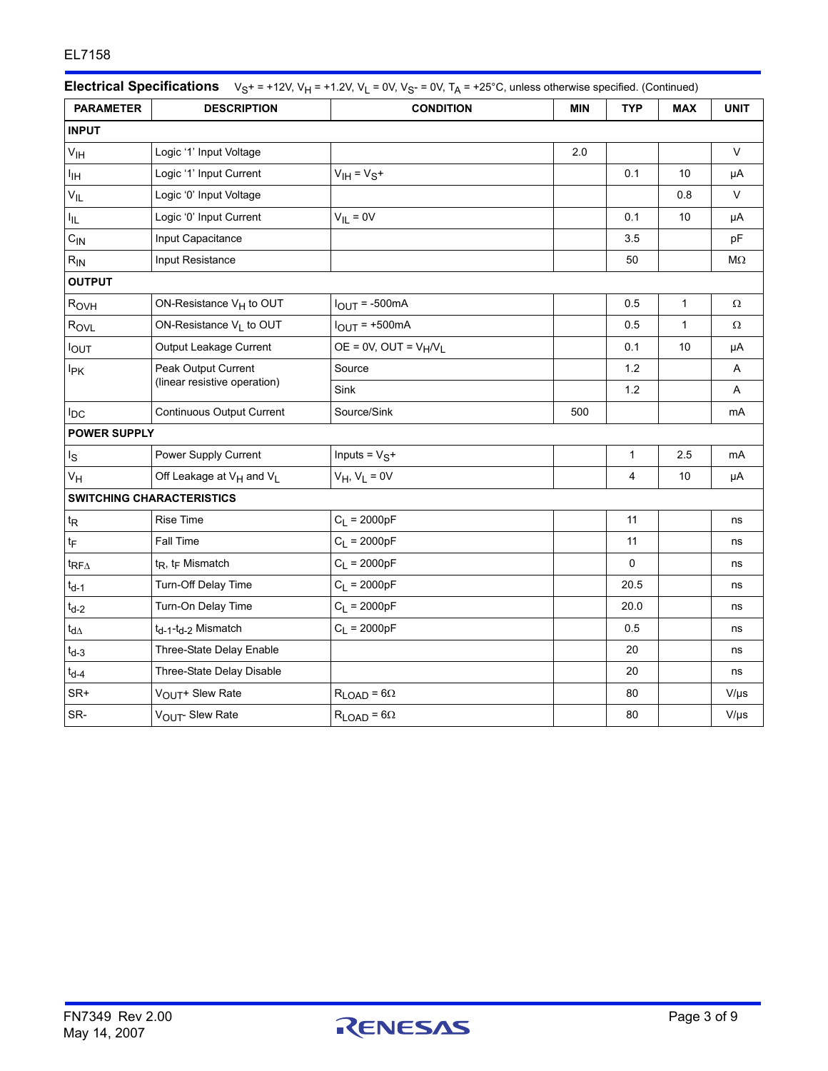## Electrical Specifications

$V_S+ = +12V$, $V_H = +1.2V$, $V_L = 0V$, $V_S- = 0V$, $T_A = +25°C$, unless otherwise specified. (Continued)

| PARAMETER | DESCRIPTION | CONDITION | MIN | TYP | MAX | UNIT |
|---|---|---|---|---|---|---|
| **INPUT** | | | | | | |
| $V_{IH}$ | Logic '1' Input Voltage | | 2.0 | | | V |
| $I_{IH}$ | Logic '1' Input Current | $V_{IH} = V_S+$ | | 0.1 | 10 | µA |
| $V_{IL}$ | Logic '0' Input Voltage | | | | 0.8 | V |
| $I_{IL}$ | Logic '0' Input Current | $V_{IL} = 0V$ | | 0.1 | 10 | µA |
| $C_{IN}$ | Input Capacitance | | | 3.5 | | pF |
| $R_{IN}$ | Input Resistance | | | 50 | | MΩ |
| **OUTPUT** | | | | | | |
| $R_{OVH}$ | ON-Resistance $V_H$ to OUT | $I_{OUT} = -500mA$ | | 0.5 | 1 | Ω |
| $R_{OVL}$ | ON-Resistance $V_L$ to OUT | $I_{OUT} = +500mA$ | | 0.5 | 1 | Ω |
| $I_{OUT}$ | Output Leakage Current | OE = 0V, OUT = $V_H/V_L$ | | 0.1 | 10 | µA |
| $I_{PK}$ | Peak Output Current (linear resistive operation) | Source | | 1.2 | | A |
| | | Sink | | 1.2 | | A |
| $I_{DC}$ | Continuous Output Current | Source/Sink | 500 | | | mA |
| **POWER SUPPLY** | | | | | | |
| $I_S$ | Power Supply Current | Inputs = $V_S+$ | | 1 | 2.5 | mA |
| $V_H$ | Off Leakage at $V_H$ and $V_L$ | $V_H$, $V_L = 0V$ | | 4 | 10 | µA |
| **SWITCHING CHARACTERISTICS** | | | | | | |
| $t_R$ | Rise Time | $C_L = 2000pF$ | | 11 | | ns |
| $t_F$ | Fall Time | $C_L = 2000pF$ | | 11 | | ns |
| $t_{RF\Delta}$ | $t_R$, $t_F$ Mismatch | $C_L = 2000pF$ | | 0 | | ns |
| $t_{d-1}$ | Turn-Off Delay Time | $C_L = 2000pF$ | | 20.5 | | ns |
| $t_{d-2}$ | Turn-On Delay Time | $C_L = 2000pF$ | | 20.0 | | ns |
| $t_{d\Delta}$ | $t_{d-1}$-$t_{d-2}$ Mismatch | $C_L = 2000pF$ | | 0.5 | | ns |
| $t_{d-3}$ | Three-State Delay Enable | | | 20 | | ns |
| $t_{d-4}$ | Three-State Delay Disable | | | 20 | | ns |
| SR+ | $V_{OUT}$+ Slew Rate | $R_{LOAD} = 6Ω$ | | 80 | | V/µs |
| SR- | $V_{OUT}$- Slew Rate | $R_{LOAD} = 6Ω$ | | 80 | | V/µs |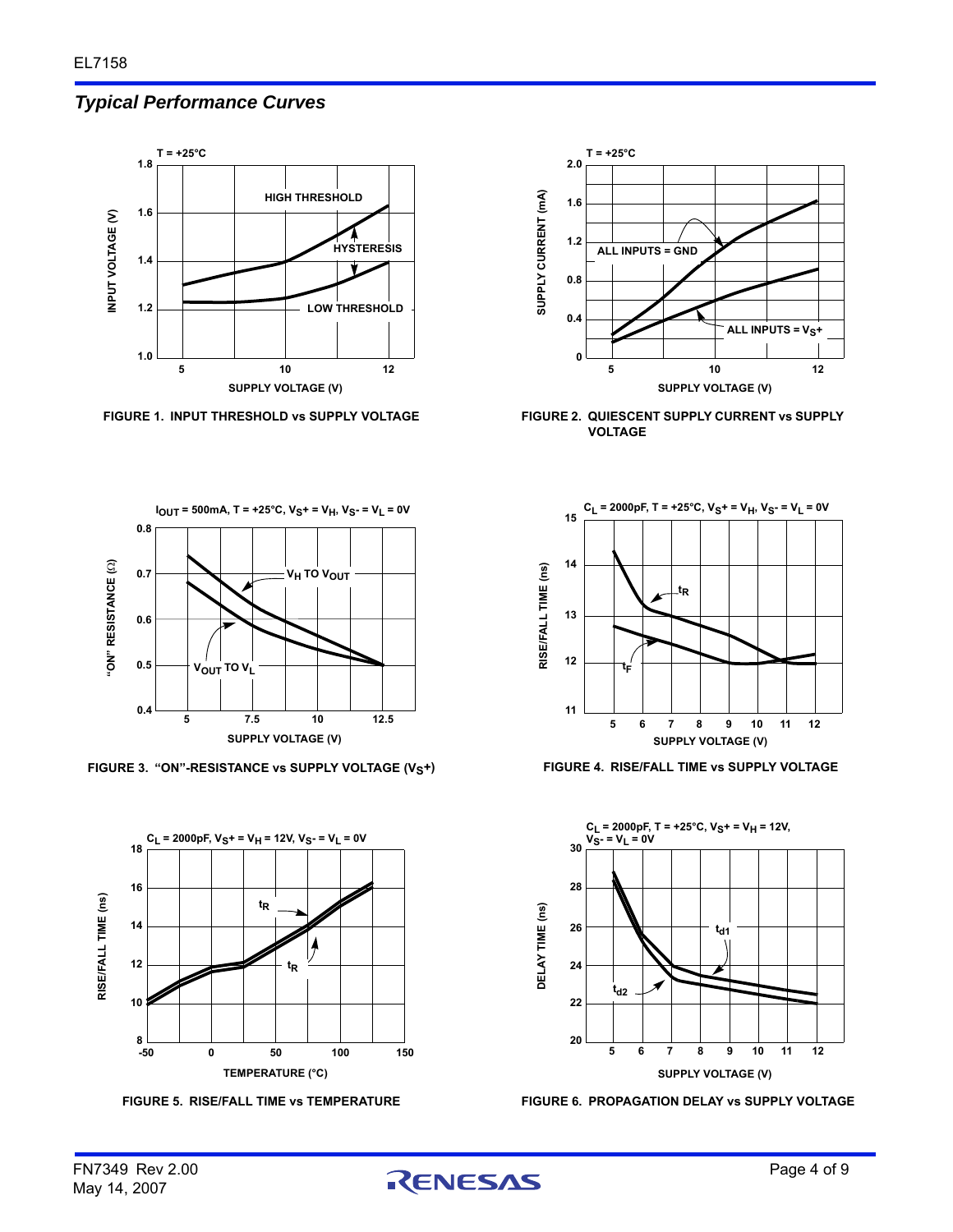## *Typical Performance Curves*

FIGURE 1. INPUT THRESHOLD vs SUPPLY VOLTAGE

FIGURE 2. QUIESCENT SUPPLY CURRENT vs SUPPLY VOLTAGE

FIGURE 3. "ON"-RESISTANCE vs SUPPLY VOLTAGE ($V_S$+)

FIGURE 4. RISE/FALL TIME vs SUPPLY VOLTAGE

FIGURE 5. RISE/FALL TIME vs TEMPERATURE

FIGURE 6. PROPAGATION DELAY vs SUPPLY VOLTAGE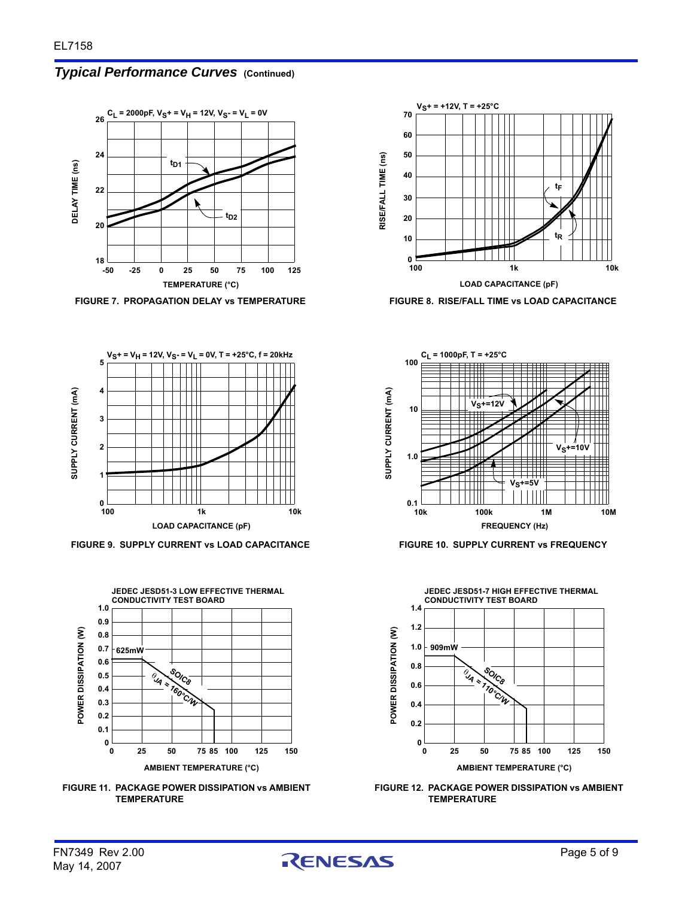## *Typical Performance Curves* (Continued)

FIGURE 7. PROPAGATION DELAY vs TEMPERATURE

FIGURE 8. RISE/FALL TIME vs LOAD CAPACITANCE

FIGURE 9. SUPPLY CURRENT vs LOAD CAPACITANCE

FIGURE 10. SUPPLY CURRENT vs FREQUENCY

FIGURE 11. PACKAGE POWER DISSIPATION vs AMBIENT TEMPERATURE

FIGURE 12. PACKAGE POWER DISSIPATION vs AMBIENT TEMPERATURE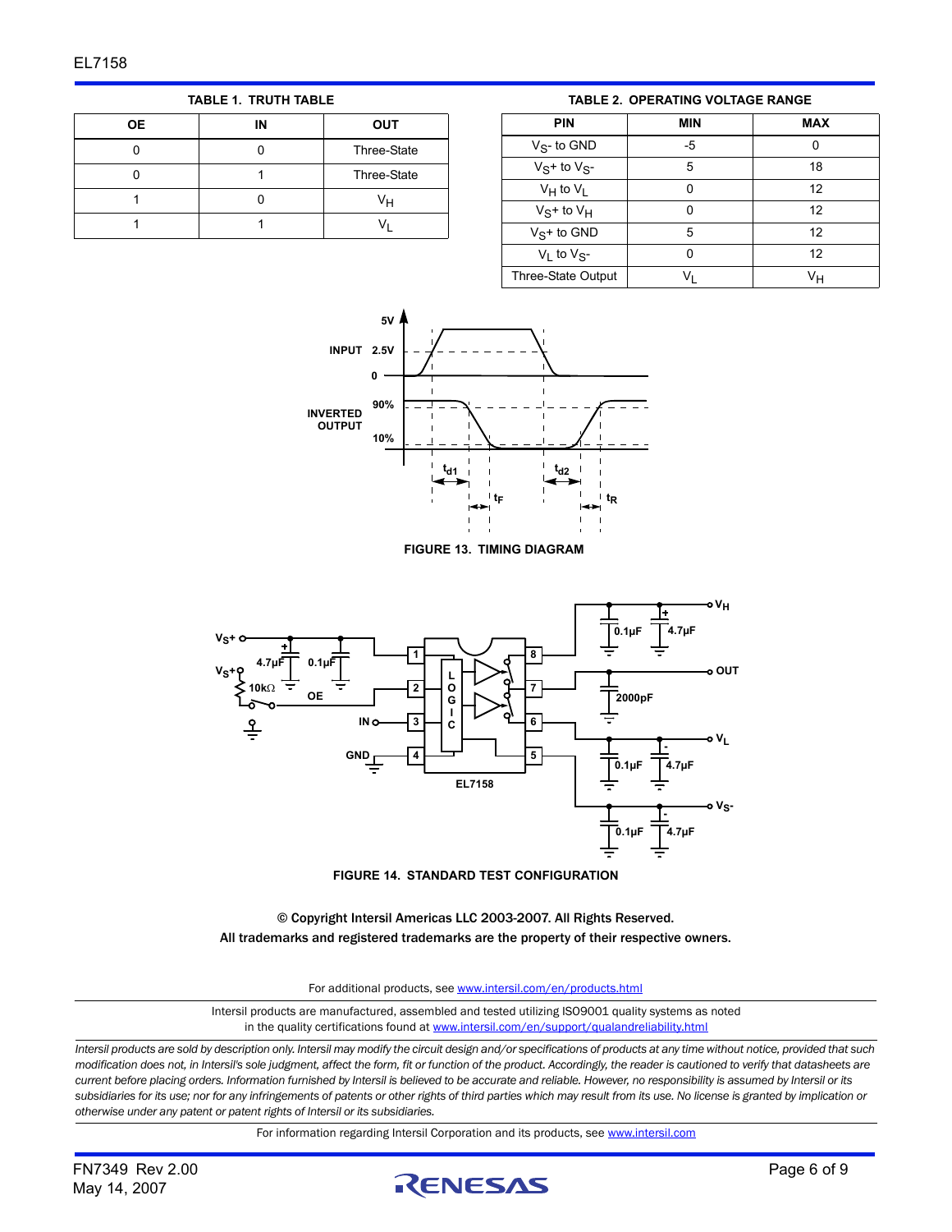**TABLE 1. TRUTH TABLE**

| OE | IN | OUT |
|---|---|---|
| 0 | 0 | Three-State |
| 0 | 1 | Three-State |
| 1 | 0 | $V_H$ |
| 1 | 1 | $V_L$ |

**TABLE 2. OPERATING VOLTAGE RANGE**

| PIN | MIN | MAX |
|---|---|---|
| $V_S$- to GND | -5 | 0 |
| $V_S$+ to $V_S$- | 5 | 18 |
| $V_H$ to $V_L$ | 0 | 12 |
| $V_S$+ to $V_H$ | 0 | 12 |
| $V_S$+ to GND | 5 | 12 |
| $V_L$ to $V_S$- | 0 | 12 |
| Three-State Output | $V_L$ | $V_H$ |

**FIGURE 13. TIMING DIAGRAM**

**FIGURE 14. STANDARD TEST CONFIGURATION**

© Copyright Intersil Americas LLC 2003-2007. All Rights Reserved.
All trademarks and registered trademarks are the property of their respective owners.

For additional products, see www.intersil.com/en/products.html

Intersil products are manufactured, assembled and tested utilizing ISO9001 quality systems as noted in the quality certifications found at www.intersil.com/en/support/qualandreliability.html

*Intersil products are sold by description only. Intersil may modify the circuit design and/or specifications of products at any time without notice, provided that such modification does not, in Intersil's sole judgment, affect the form, fit or function of the product. Accordingly, the reader is cautioned to verify that datasheets are current before placing orders. Information furnished by Intersil is believed to be accurate and reliable. However, no responsibility is assumed by Intersil or its subsidiaries for its use; nor for any infringements of patents or other rights of third parties which may result from its use. No license is granted by implication or otherwise under any patent or patent rights of Intersil or its subsidiaries.*

For information regarding Intersil Corporation and its products, see www.intersil.com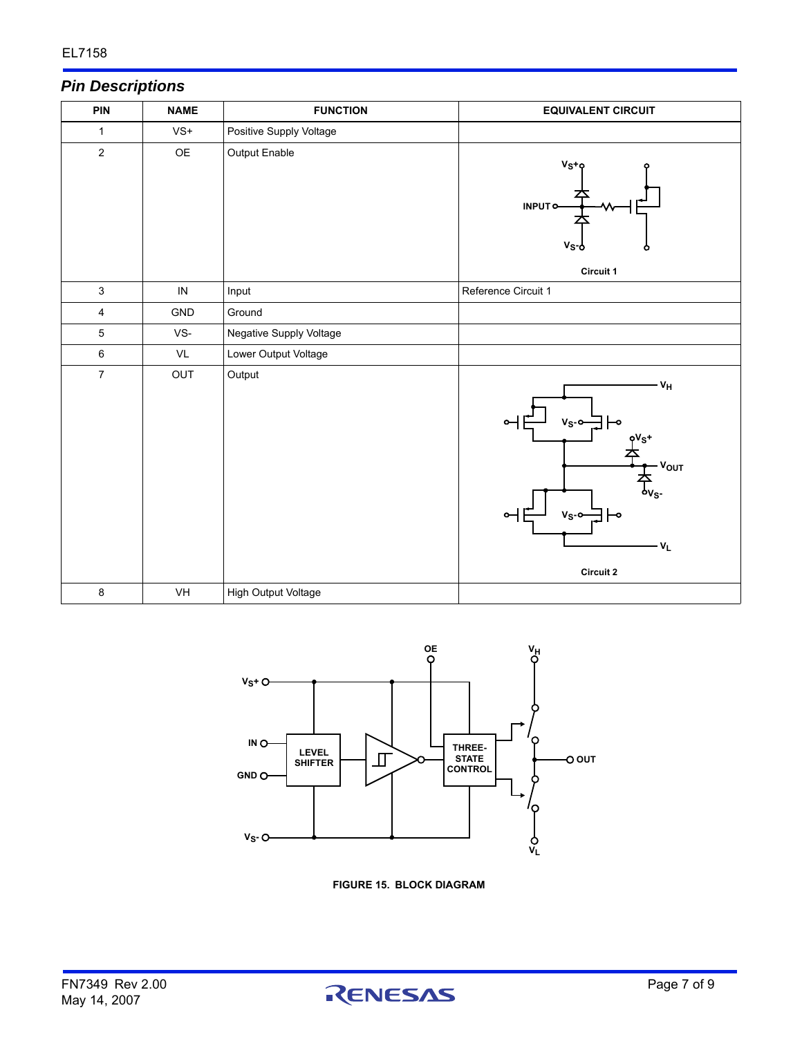## Pin Descriptions

| PIN | NAME | FUNCTION | EQUIVALENT CIRCUIT |
|---|---|---|---|
| 1 | VS+ | Positive Supply Voltage | |
| 2 | OE | Output Enable | Circuit 1 |
| 3 | IN | Input | Reference Circuit 1 |
| 4 | GND | Ground | |
| 5 | VS- | Negative Supply Voltage | |
| 6 | VL | Lower Output Voltage | |
| 7 | OUT | Output | Circuit 2 |
| 8 | VH | High Output Voltage | |

FIGURE 15. BLOCK DIAGRAM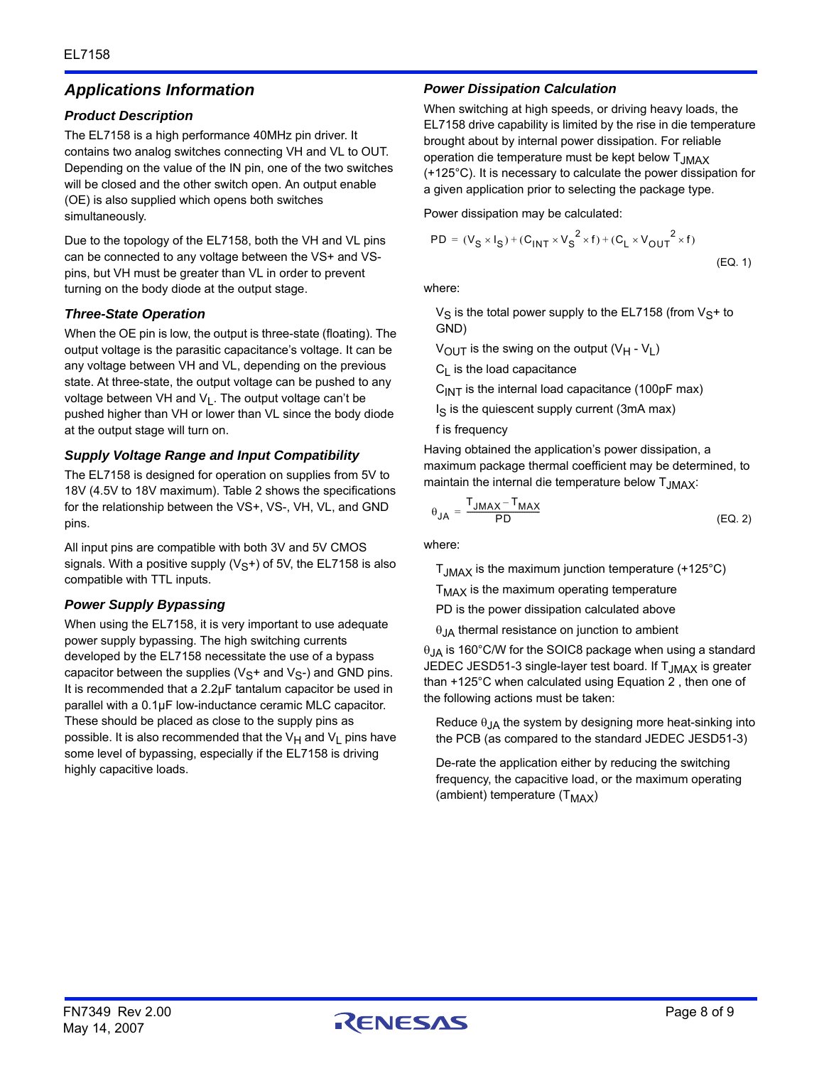## Applications Information

### Product Description

The EL7158 is a high performance 40MHz pin driver. It contains two analog switches connecting VH and VL to OUT. Depending on the value of the IN pin, one of the two switches will be closed and the other switch open. An output enable (OE) is also supplied which opens both switches simultaneously.

Due to the topology of the EL7158, both the VH and VL pins can be connected to any voltage between the VS+ and VS- pins, but VH must be greater than VL in order to prevent turning on the body diode at the output stage.

### Three-State Operation

When the OE pin is low, the output is three-state (floating). The output voltage is the parasitic capacitance's voltage. It can be any voltage between VH and VL, depending on the previous state. At three-state, the output voltage can be pushed to any voltage between VH and $V_L$. The output voltage can't be pushed higher than VH or lower than VL since the body diode at the output stage will turn on.

### Supply Voltage Range and Input Compatibility

The EL7158 is designed for operation on supplies from 5V to 18V (4.5V to 18V maximum). Table 2 shows the specifications for the relationship between the VS+, VS-, VH, VL, and GND pins.

All input pins are compatible with both 3V and 5V CMOS signals. With a positive supply ($V_S$+) of 5V, the EL7158 is also compatible with TTL inputs.

### Power Supply Bypassing

When using the EL7158, it is very important to use adequate power supply bypassing. The high switching currents developed by the EL7158 necessitate the use of a bypass capacitor between the supplies ($V_S$+ and $V_S$-) and GND pins. It is recommended that a 2.2µF tantalum capacitor be used in parallel with a 0.1µF low-inductance ceramic MLC capacitor. These should be placed as close to the supply pins as possible. It is also recommended that the $V_H$ and $V_L$ pins have some level of bypassing, especially if the EL7158 is driving highly capacitive loads.

### Power Dissipation Calculation

When switching at high speeds, or driving heavy loads, the EL7158 drive capability is limited by the rise in die temperature brought about by internal power dissipation. For reliable operation die temperature must be kept below $T_{JMAX}$ (+125°C). It is necessary to calculate the power dissipation for a given application prior to selecting the package type.

Power dissipation may be calculated:

$$PD = (V_S \times I_S) + (C_{INT} \times {V_S}^2 \times f) + (C_L \times {V_{OUT}}^2 \times f) \qquad \text{(EQ. 1)}$$

where:

$V_S$ is the total power supply to the EL7158 (from $V_S$+ to GND)

$V_{OUT}$ is the swing on the output ($V_H$ - $V_L$)

$C_L$ is the load capacitance

$C_{INT}$ is the internal load capacitance (100pF max)

$I_S$ is the quiescent supply current (3mA max)

f is frequency

Having obtained the application's power dissipation, a maximum package thermal coefficient may be determined, to maintain the internal die temperature below $T_{JMAX}$:

$$\theta_{JA} = \frac{T_{JMAX} - T_{MAX}}{PD} \qquad \text{(EQ. 2)}$$

where:

$T_{JMAX}$ is the maximum junction temperature (+125°C)

$T_{MAX}$ is the maximum operating temperature

PD is the power dissipation calculated above

$\theta_{JA}$ thermal resistance on junction to ambient

$\theta_{JA}$ is 160°C/W for the SOIC8 package when using a standard JEDEC JESD51-3 single-layer test board. If $T_{JMAX}$ is greater than +125°C when calculated using Equation 2 , then one of the following actions must be taken:

Reduce $\theta_{JA}$ the system by designing more heat-sinking into the PCB (as compared to the standard JEDEC JESD51-3)

De-rate the application either by reducing the switching frequency, the capacitive load, or the maximum operating (ambient) temperature ($T_{MAX}$)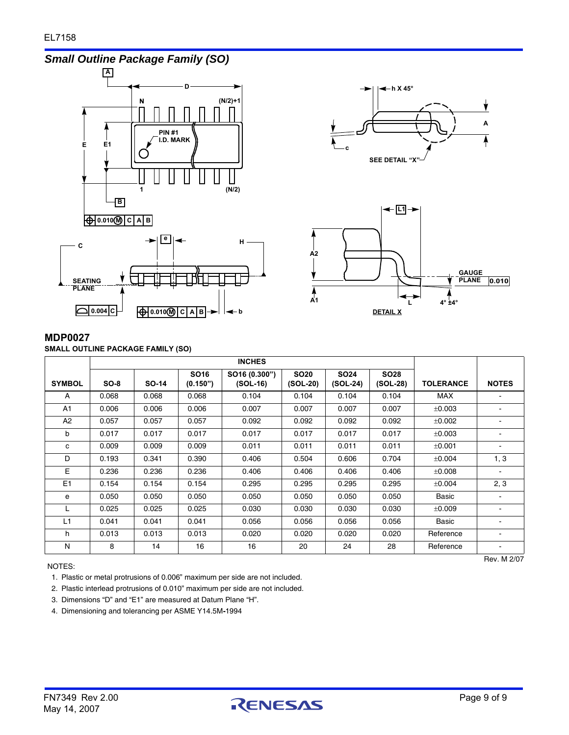## *Small Outline Package Family (SO)*

A

D

N

(N/2)+1

PIN #1
I.D. MARK

E

E1

1

(N/2)

B

0.010 M C A B

h X 45°

A

c

SEE DETAIL "X"

C

e

H

SEATING PLANE

0.004 C

0.010 M C A B

b

L1

A2

GAUGE PLANE

0.010

A1

L

4° ±4°

DETAIL X

### MDP0027

**SMALL OUTLINE PACKAGE FAMILY (SO)**

| SYMBOL | INCHES | | | | | | | TOLERANCE | NOTES |
|---|---|---|---|---|---|---|---|---|---|
| | SO-8 | SO-14 | SO16 (0.150") | SO16 (0.300") (SOL-16) | SO20 (SOL-20) | SO24 (SOL-24) | SO28 (SOL-28) | | |
| A | 0.068 | 0.068 | 0.068 | 0.104 | 0.104 | 0.104 | 0.104 | MAX | - |
| A1 | 0.006 | 0.006 | 0.006 | 0.007 | 0.007 | 0.007 | 0.007 | ±0.003 | - |
| A2 | 0.057 | 0.057 | 0.057 | 0.092 | 0.092 | 0.092 | 0.092 | ±0.002 | - |
| b | 0.017 | 0.017 | 0.017 | 0.017 | 0.017 | 0.017 | 0.017 | ±0.003 | - |
| c | 0.009 | 0.009 | 0.009 | 0.011 | 0.011 | 0.011 | 0.011 | ±0.001 | - |
| D | 0.193 | 0.341 | 0.390 | 0.406 | 0.504 | 0.606 | 0.704 | ±0.004 | 1, 3 |
| E | 0.236 | 0.236 | 0.236 | 0.406 | 0.406 | 0.406 | 0.406 | ±0.008 | - |
| E1 | 0.154 | 0.154 | 0.154 | 0.295 | 0.295 | 0.295 | 0.295 | ±0.004 | 2, 3 |
| e | 0.050 | 0.050 | 0.050 | 0.050 | 0.050 | 0.050 | 0.050 | Basic | - |
| L | 0.025 | 0.025 | 0.025 | 0.030 | 0.030 | 0.030 | 0.030 | ±0.009 | - |
| L1 | 0.041 | 0.041 | 0.041 | 0.056 | 0.056 | 0.056 | 0.056 | Basic | - |
| h | 0.013 | 0.013 | 0.013 | 0.020 | 0.020 | 0.020 | 0.020 | Reference | - |
| N | 8 | 14 | 16 | 16 | 20 | 24 | 28 | Reference | - |

Rev. M 2/07

NOTES:

1. Plastic or metal protrusions of 0.006" maximum per side are not included.
2. Plastic interlead protrusions of 0.010" maximum per side are not included.
3. Dimensions "D" and "E1" are measured at Datum Plane "H".
4. Dimensioning and tolerancing per ASME Y14.5M-1994